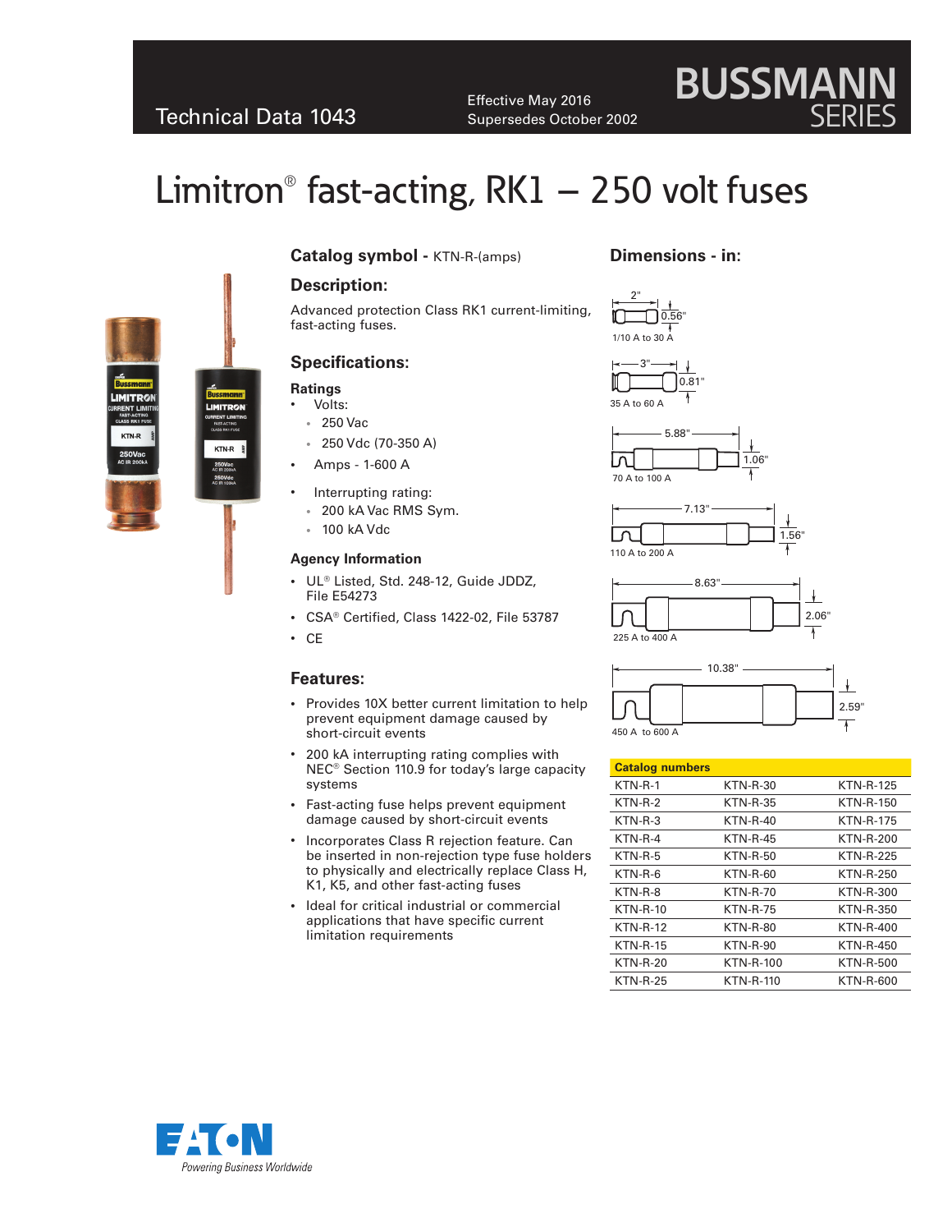Technical Data 1043

Effective May 2016
Supersedes October 2002

BUSSMANN SERIES

# Limitron® fast-acting, RK1 – 250 volt fuses

## Catalog symbol - KTN-R-(amps)

## Description:

Advanced protection Class RK1 current-limiting, fast-acting fuses.

## Specifications:

### Ratings

- Volts:
  - 250 Vac
  - 250 Vdc (70-350 A)
- Amps - 1-600 A
- Interrupting rating:
  - 200 kA Vac RMS Sym.
  - 100 kA Vdc

### Agency Information

- UL® Listed, Std. 248-12, Guide JDDZ, File E54273
- CSA® Certified, Class 1422-02, File 53787
- CE

## Features:

- Provides 10X better current limitation to help prevent equipment damage caused by short-circuit events
- 200 kA interrupting rating complies with NEC® Section 110.9 for today's large capacity systems
- Fast-acting fuse helps prevent equipment damage caused by short-circuit events
- Incorporates Class R rejection feature. Can be inserted in non-rejection type fuse holders to physically and electrically replace Class H, K1, K5, and other fast-acting fuses
- Ideal for critical industrial or commercial applications that have specific current limitation requirements

## Dimensions - in:

| Amp range | Length | Diameter |
|---|---|---|
| 1/10 A to 30 A | 2" | 0.56" |
| 35 A to 60 A | 3" | 0.81" |
| 70 A to 100 A | 5.88" | 1.06" |
| 110 A to 200 A | 7.13" | 1.56" |
| 225 A to 400 A | 8.63" | 2.06" |
| 450 A to 600 A | 10.38" | 2.59" |

| Catalog numbers | | |
|---|---|---|
| KTN-R-1 | KTN-R-30 | KTN-R-125 |
| KTN-R-2 | KTN-R-35 | KTN-R-150 |
| KTN-R-3 | KTN-R-40 | KTN-R-175 |
| KTN-R-4 | KTN-R-45 | KTN-R-200 |
| KTN-R-5 | KTN-R-50 | KTN-R-225 |
| KTN-R-6 | KTN-R-60 | KTN-R-250 |
| KTN-R-8 | KTN-R-70 | KTN-R-300 |
| KTN-R-10 | KTN-R-75 | KTN-R-350 |
| KTN-R-12 | KTN-R-80 | KTN-R-400 |
| KTN-R-15 | KTN-R-90 | KTN-R-450 |
| KTN-R-20 | KTN-R-100 | KTN-R-500 |
| KTN-R-25 | KTN-R-110 | KTN-R-600 |

EATON
Powering Business Worldwide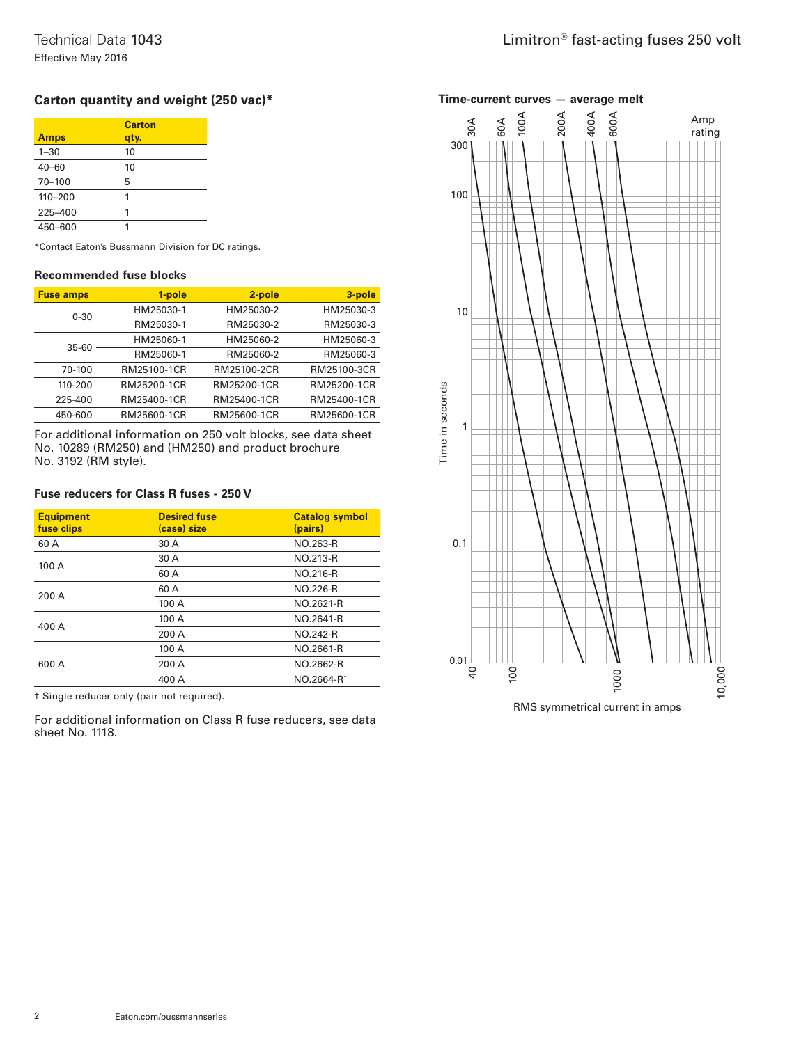## Carton quantity and weight (250 vac)*

| Amps | Carton qty. |
|---|---|
| 1–30 | 10 |
| 40–60 | 10 |
| 70–100 | 5 |
| 110–200 | 1 |
| 225–400 | 1 |
| 450–600 | 1 |

*Contact Eaton's Bussmann Division for DC ratings.

## Recommended fuse blocks

| Fuse amps | 1-pole | 2-pole | 3-pole |
|---|---|---|---|
| 0-30 | HM25030-1 | HM25030-2 | HM25030-3 |
| | RM25030-1 | RM25030-2 | RM25030-3 |
| 35-60 | HM25060-1 | HM25060-2 | HM25060-3 |
| | RM25060-1 | RM25060-2 | RM25060-3 |
| 70-100 | RM25100-1CR | RM25100-2CR | RM25100-3CR |
| 110-200 | RM25200-1CR | RM25200-1CR | RM25200-1CR |
| 225-400 | RM25400-1CR | RM25400-1CR | RM25400-1CR |
| 450-600 | RM25600-1CR | RM25600-1CR | RM25600-1CR |

For additional information on 250 volt blocks, see data sheet No. 10289 (RM250) and (HM250) and product brochure No. 3192 (RM style).

## Fuse reducers for Class R fuses - 250 V

| Equipment fuse clips | Desired fuse (case) size | Catalog symbol (pairs) |
|---|---|---|
| 60 A | 30 A | NO.263-R |
| 100 A | 30 A | NO.213-R |
| | 60 A | NO.216-R |
| 200 A | 60 A | NO.226-R |
| | 100 A | NO.2621-R |
| 400 A | 100 A | NO.2641-R |
| | 200 A | NO.242-R |
| 600 A | 100 A | NO.2661-R |
| | 200 A | NO.2662-R |
| | 400 A | NO.2664-R† |

† Single reducer only (pair not required).

For additional information on Class R fuse reducers, see data sheet No. 1118.

## Time-current curves — average melt

Amp rating: 30A, 60A, 100A, 200A, 400A, 600A

Time in seconds (0.01 – 300)

RMS symmetrical current in amps (40 – 10,000)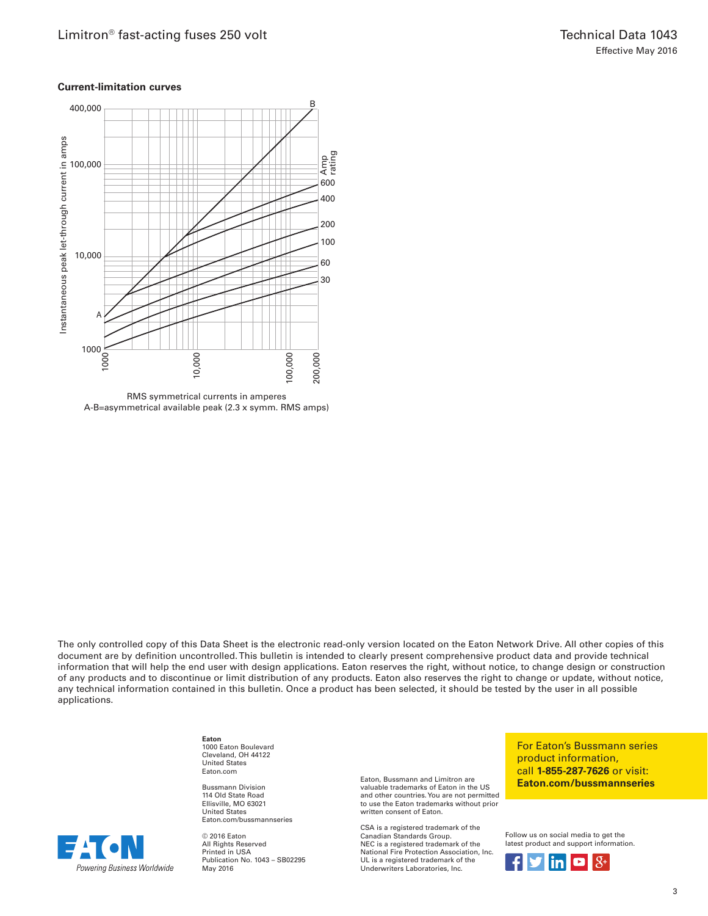### Current-limitation curves

400,000
100,000
10,000
1000
Instantaneous peak let-through current in amps
B
A
Amp rating
600
400
200
100
60
30
1000
10,000
100,000
200,000

RMS symmetrical currents in amperes
A-B=asymmetrical available peak (2.3 x symm. RMS amps)

The only controlled copy of this Data Sheet is the electronic read-only version located on the Eaton Network Drive. All other copies of this document are by definition uncontrolled. This bulletin is intended to clearly present comprehensive product data and provide technical information that will help the end user with design applications. Eaton reserves the right, without notice, to change design or construction of any products and to discontinue or limit distribution of any products. Eaton also reserves the right to change or update, without notice, any technical information contained in this bulletin. Once a product has been selected, it should be tested by the user in all possible applications.

**Eaton**
1000 Eaton Boulevard
Cleveland, OH 44122
United States
Eaton.com

Bussmann Division
114 Old State Road
Ellisville, MO 63021
United States
Eaton.com/bussmannseries

© 2016 Eaton
All Rights Reserved
Printed in USA
Publication No. 1043 – SB02295
May 2016

Eaton, Bussmann and Limitron are valuable trademarks of Eaton in the US and other countries. You are not permitted to use the Eaton trademarks without prior written consent of Eaton.

CSA is a registered trademark of the Canadian Standards Group.
NEC is a registered trademark of the National Fire Protection Association, Inc.
UL is a registered trademark of the Underwriters Laboratories, Inc.

For Eaton's Bussmann series product information, call **1-855-287-7626** or visit: **Eaton.com/bussmannseries**

Follow us on social media to get the latest product and support information.

Powering Business Worldwide